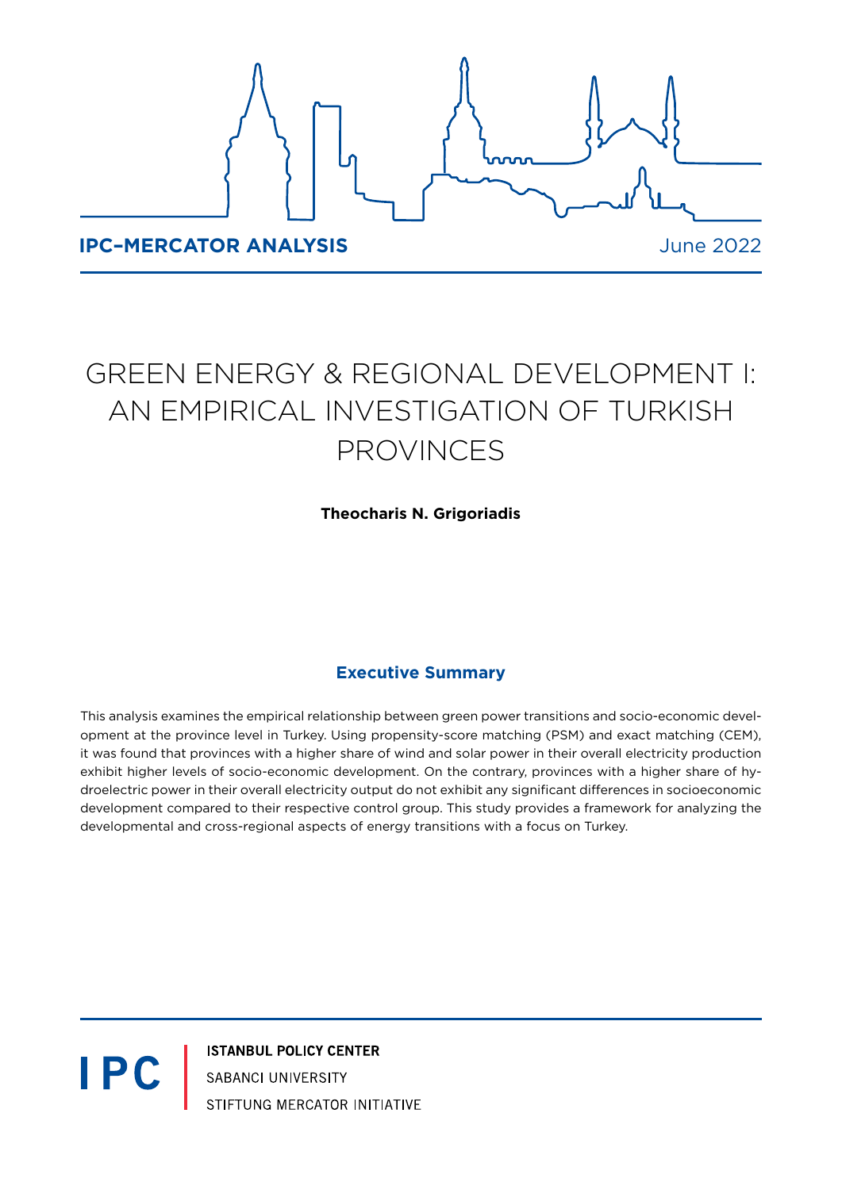**IPC–MERCATOR ANALYSIS**

June 2022

# GREEN ENERGY & REGIONAL DEVELOPMENT I: AN EMPIRICAL INVESTIGATION OF TURKISH PROVINCES

**Theocharis N. Grigoriadis**

## Executive Summary

This analysis examines the empirical relationship between green power transitions and socio-economic development at the province level in Turkey. Using propensity-score matching (PSM) and exact matching (CEM), it was found that provinces with a higher share of wind and solar power in their overall electricity production exhibit higher levels of socio-economic development. On the contrary, provinces with a higher share of hydroelectric power in their overall electricity output do not exhibit any significant differences in socioeconomic development compared to their respective control group. This study provides a framework for analyzing the developmental and cross-regional aspects of energy transitions with a focus on Turkey.

IPC

ISTANBUL POLICY CENTER
SABANCI UNIVERSITY
STIFTUNG MERCATOR INITIATIVE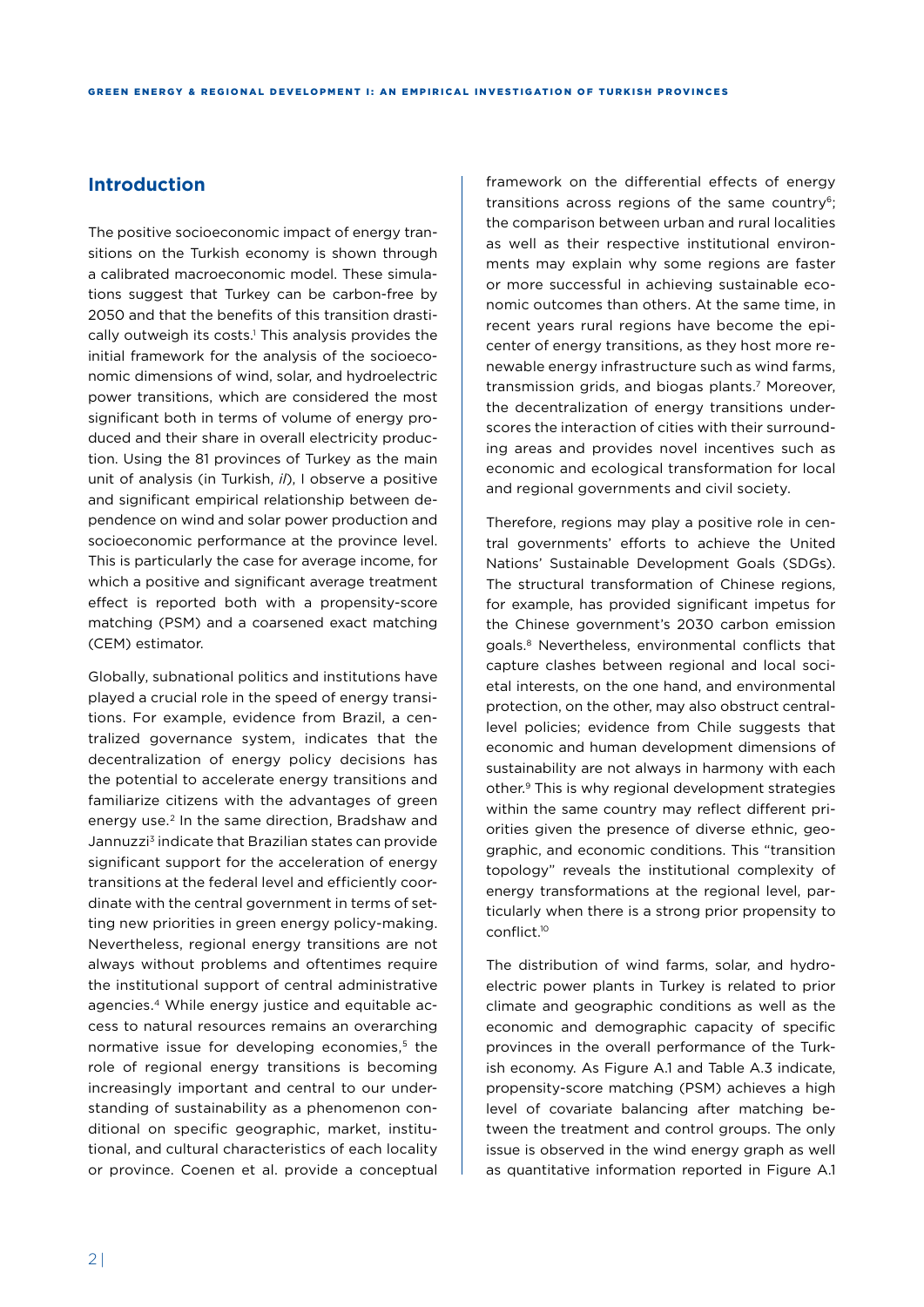## Introduction

The positive socioeconomic impact of energy transitions on the Turkish economy is shown through a calibrated macroeconomic model. These simulations suggest that Turkey can be carbon-free by 2050 and that the benefits of this transition drastically outweigh its costs.[1] This analysis provides the initial framework for the analysis of the socioeconomic dimensions of wind, solar, and hydroelectric power transitions, which are considered the most significant both in terms of volume of energy produced and their share in overall electricity production. Using the 81 provinces of Turkey as the main unit of analysis (in Turkish, *il*), I observe a positive and significant empirical relationship between dependence on wind and solar power production and socioeconomic performance at the province level. This is particularly the case for average income, for which a positive and significant average treatment effect is reported both with a propensity-score matching (PSM) and a coarsened exact matching (CEM) estimator.

Globally, subnational politics and institutions have played a crucial role in the speed of energy transitions. For example, evidence from Brazil, a centralized governance system, indicates that the decentralization of energy policy decisions has the potential to accelerate energy transitions and familiarize citizens with the advantages of green energy use.[2] In the same direction, Bradshaw and Jannuzzi[3] indicate that Brazilian states can provide significant support for the acceleration of energy transitions at the federal level and efficiently coordinate with the central government in terms of setting new priorities in green energy policy-making. Nevertheless, regional energy transitions are not always without problems and oftentimes require the institutional support of central administrative agencies.[4] While energy justice and equitable access to natural resources remains an overarching normative issue for developing economies,[5] the role of regional energy transitions is becoming increasingly important and central to our understanding of sustainability as a phenomenon conditional on specific geographic, market, institutional, and cultural characteristics of each locality or province. Coenen et al. provide a conceptual framework on the differential effects of energy transitions across regions of the same country[6]; the comparison between urban and rural localities as well as their respective institutional environments may explain why some regions are faster or more successful in achieving sustainable economic outcomes than others. At the same time, in recent years rural regions have become the epicenter of energy transitions, as they host more renewable energy infrastructure such as wind farms, transmission grids, and biogas plants.[7] Moreover, the decentralization of energy transitions underscores the interaction of cities with their surrounding areas and provides novel incentives such as economic and ecological transformation for local and regional governments and civil society.

Therefore, regions may play a positive role in central governments' efforts to achieve the United Nations' Sustainable Development Goals (SDGs). The structural transformation of Chinese regions, for example, has provided significant impetus for the Chinese government's 2030 carbon emission goals.[8] Nevertheless, environmental conflicts that capture clashes between regional and local societal interests, on the one hand, and environmental protection, on the other, may also obstruct central-level policies; evidence from Chile suggests that economic and human development dimensions of sustainability are not always in harmony with each other.[9] This is why regional development strategies within the same country may reflect different priorities given the presence of diverse ethnic, geographic, and economic conditions. This "transition topology" reveals the institutional complexity of energy transformations at the regional level, particularly when there is a strong prior propensity to conflict.[10]

The distribution of wind farms, solar, and hydroelectric power plants in Turkey is related to prior climate and geographic conditions as well as the economic and demographic capacity of specific provinces in the overall performance of the Turkish economy. As Figure A.1 and Table A.3 indicate, propensity-score matching (PSM) achieves a high level of covariate balancing after matching between the treatment and control groups. The only issue is observed in the wind energy graph as well as quantitative information reported in Figure A.1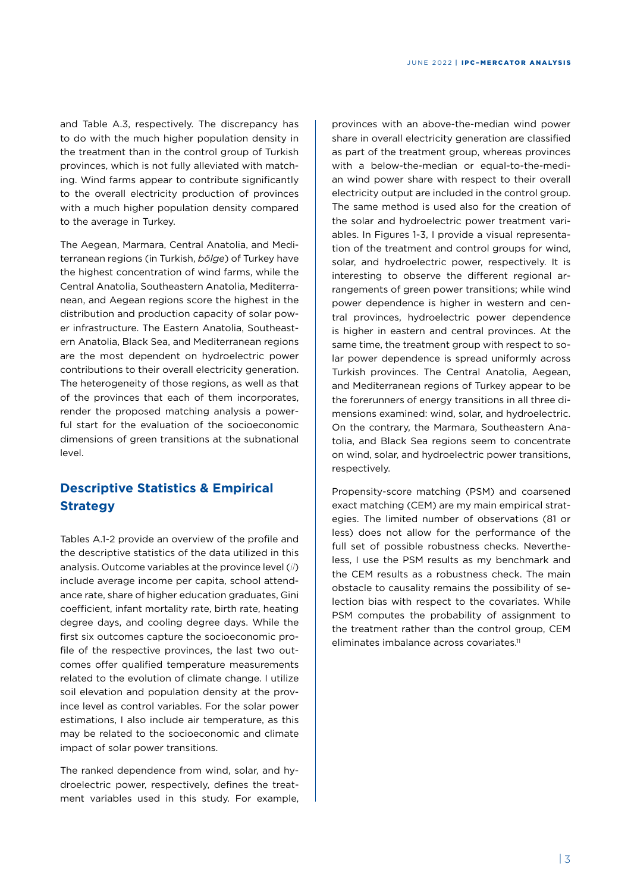and Table A.3, respectively. The discrepancy has to do with the much higher population density in the treatment than in the control group of Turkish provinces, which is not fully alleviated with matching. Wind farms appear to contribute significantly to the overall electricity production of provinces with a much higher population density compared to the average in Turkey.

The Aegean, Marmara, Central Anatolia, and Mediterranean regions (in Turkish, *bölge*) of Turkey have the highest concentration of wind farms, while the Central Anatolia, Southeastern Anatolia, Mediterranean, and Aegean regions score the highest in the distribution and production capacity of solar power infrastructure. The Eastern Anatolia, Southeastern Anatolia, Black Sea, and Mediterranean regions are the most dependent on hydroelectric power contributions to their overall electricity generation. The heterogeneity of those regions, as well as that of the provinces that each of them incorporates, render the proposed matching analysis a powerful start for the evaluation of the socioeconomic dimensions of green transitions at the subnational level.

## Descriptive Statistics & Empirical Strategy

Tables A.1-2 provide an overview of the profile and the descriptive statistics of the data utilized in this analysis. Outcome variables at the province level (*i*) include average income per capita, school attendance rate, share of higher education graduates, Gini coefficient, infant mortality rate, birth rate, heating degree days, and cooling degree days. While the first six outcomes capture the socioeconomic profile of the respective provinces, the last two outcomes offer qualified temperature measurements related to the evolution of climate change. I utilize soil elevation and population density at the province level as control variables. For the solar power estimations, I also include air temperature, as this may be related to the socioeconomic and climate impact of solar power transitions.

The ranked dependence from wind, solar, and hydroelectric power, respectively, defines the treatment variables used in this study. For example, provinces with an above-the-median wind power share in overall electricity generation are classified as part of the treatment group, whereas provinces with a below-the-median or equal-to-the-median wind power share with respect to their overall electricity output are included in the control group. The same method is used also for the creation of the solar and hydroelectric power treatment variables. In Figures 1-3, I provide a visual representation of the treatment and control groups for wind, solar, and hydroelectric power, respectively. It is interesting to observe the different regional arrangements of green power transitions; while wind power dependence is higher in western and central provinces, hydroelectric power dependence is higher in eastern and central provinces. At the same time, the treatment group with respect to solar power dependence is spread uniformly across Turkish provinces. The Central Anatolia, Aegean, and Mediterranean regions of Turkey appear to be the forerunners of energy transitions in all three dimensions examined: wind, solar, and hydroelectric. On the contrary, the Marmara, Southeastern Anatolia, and Black Sea regions seem to concentrate on wind, solar, and hydroelectric power transitions, respectively.

Propensity-score matching (PSM) and coarsened exact matching (CEM) are my main empirical strategies. The limited number of observations (81 or less) does not allow for the performance of the full set of possible robustness checks. Nevertheless, I use the PSM results as my benchmark and the CEM results as a robustness check. The main obstacle to causality remains the possibility of selection bias with respect to the covariates. While PSM computes the probability of assignment to the treatment rather than the control group, CEM eliminates imbalance across covariates.[11]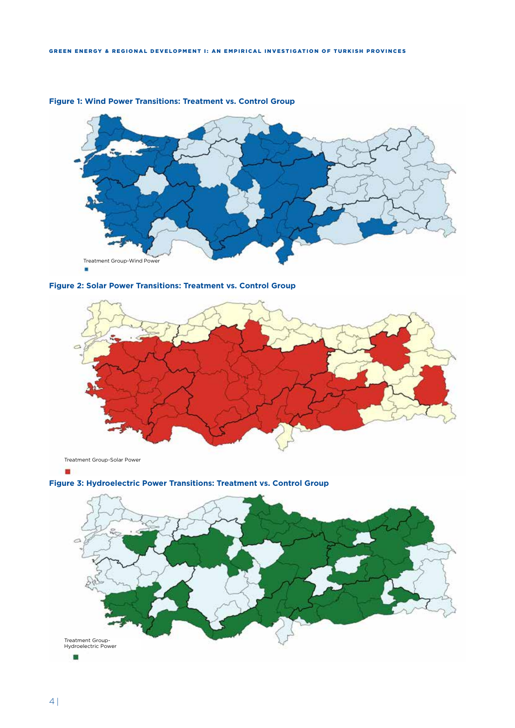**Figure 1: Wind Power Transitions: Treatment vs. Control Group**

Treatment Group-Wind Power

**Figure 2: Solar Power Transitions: Treatment vs. Control Group**

Treatment Group-Solar Power

**Figure 3: Hydroelectric Power Transitions: Treatment vs. Control Group**

Treatment Group-Hydroelectric Power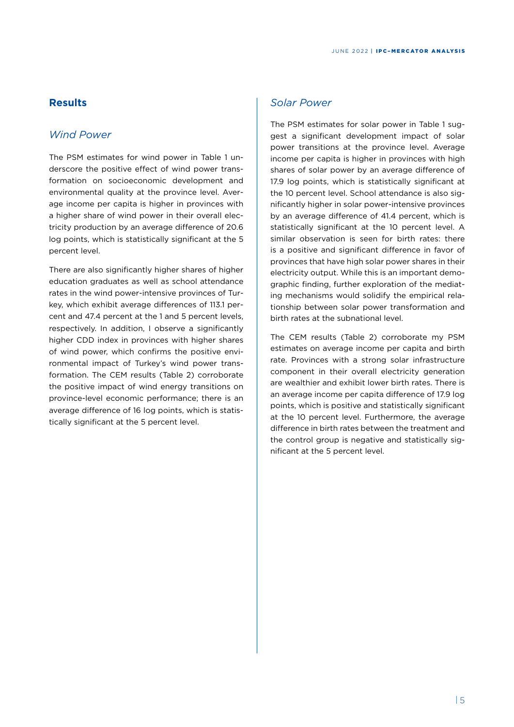## Results

### *Wind Power*

The PSM estimates for wind power in Table 1 underscore the positive effect of wind power transformation on socioeconomic development and environmental quality at the province level. Average income per capita is higher in provinces with a higher share of wind power in their overall electricity production by an average difference of 20.6 log points, which is statistically significant at the 5 percent level.

There are also significantly higher shares of higher education graduates as well as school attendance rates in the wind power-intensive provinces of Turkey, which exhibit average differences of 113.1 percent and 47.4 percent at the 1 and 5 percent levels, respectively. In addition, I observe a significantly higher CDD index in provinces with higher shares of wind power, which confirms the positive environmental impact of Turkey's wind power transformation. The CEM results (Table 2) corroborate the positive impact of wind energy transitions on province-level economic performance; there is an average difference of 16 log points, which is statistically significant at the 5 percent level.

### *Solar Power*

The PSM estimates for solar power in Table 1 suggest a significant development impact of solar power transitions at the province level. Average income per capita is higher in provinces with high shares of solar power by an average difference of 17.9 log points, which is statistically significant at the 10 percent level. School attendance is also significantly higher in solar power-intensive provinces by an average difference of 41.4 percent, which is statistically significant at the 10 percent level. A similar observation is seen for birth rates: there is a positive and significant difference in favor of provinces that have high solar power shares in their electricity output. While this is an important demographic finding, further exploration of the mediating mechanisms would solidify the empirical relationship between solar power transformation and birth rates at the subnational level.

The CEM results (Table 2) corroborate my PSM estimates on average income per capita and birth rate. Provinces with a strong solar infrastructure component in their overall electricity generation are wealthier and exhibit lower birth rates. There is an average income per capita difference of 17.9 log points, which is positive and statistically significant at the 10 percent level. Furthermore, the average difference in birth rates between the treatment and the control group is negative and statistically significant at the 5 percent level.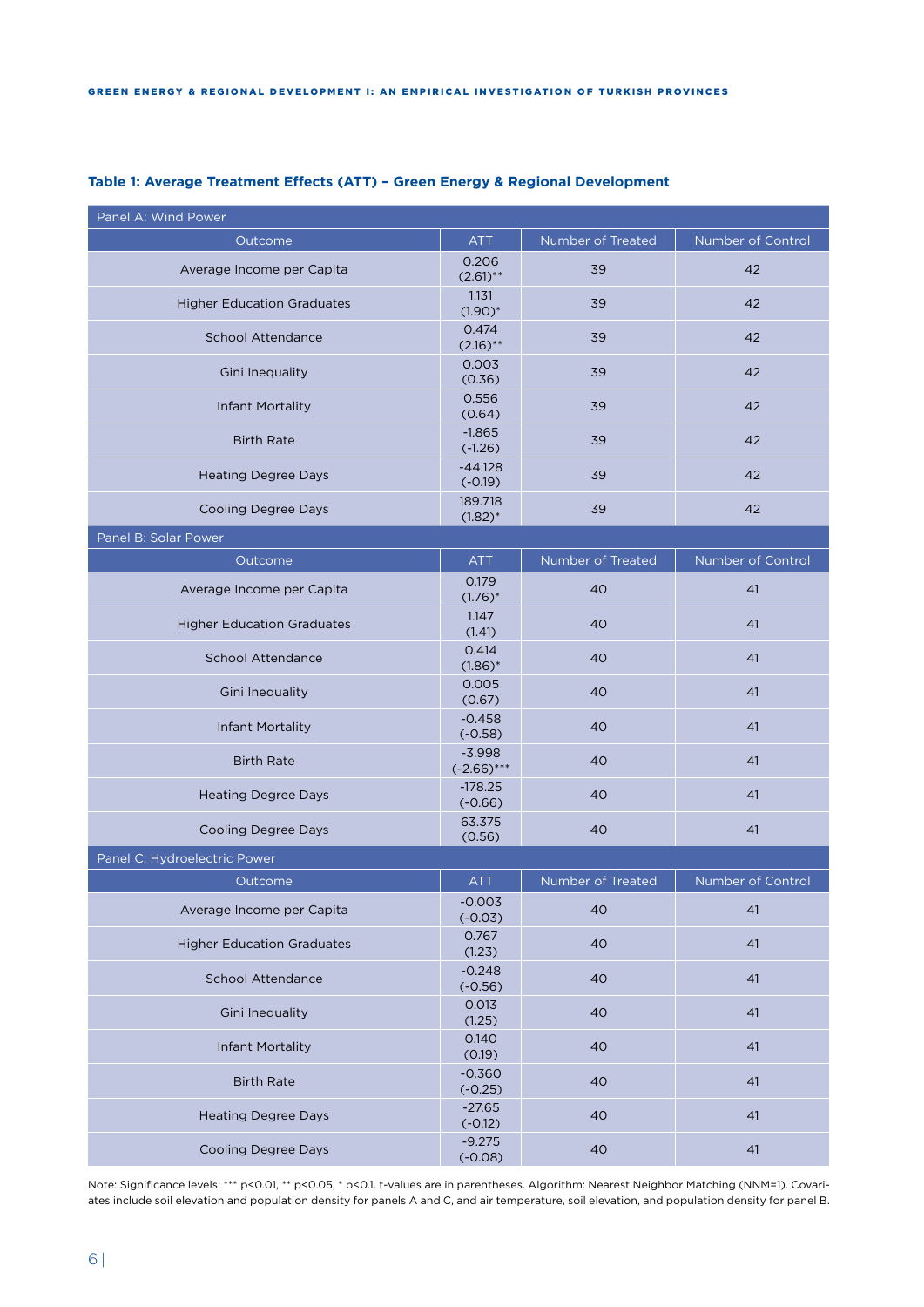**Table 1: Average Treatment Effects (ATT) – Green Energy & Regional Development**

| Panel A: Wind Power | | | |
|---|---|---|---|
| Outcome | ATT | Number of Treated | Number of Control |
| Average Income per Capita | 0.206 (2.61)** | 39 | 42 |
| Higher Education Graduates | 1.131 (1.90)* | 39 | 42 |
| School Attendance | 0.474 (2.16)** | 39 | 42 |
| Gini Inequality | 0.003 (0.36) | 39 | 42 |
| Infant Mortality | 0.556 (0.64) | 39 | 42 |
| Birth Rate | -1.865 (-1.26) | 39 | 42 |
| Heating Degree Days | -44.128 (-0.19) | 39 | 42 |
| Cooling Degree Days | 189.718 (1.82)* | 39 | 42 |
| **Panel B: Solar Power** | | | |
| Outcome | ATT | Number of Treated | Number of Control |
| Average Income per Capita | 0.179 (1.76)* | 40 | 41 |
| Higher Education Graduates | 1.147 (1.41) | 40 | 41 |
| School Attendance | 0.414 (1.86)* | 40 | 41 |
| Gini Inequality | 0.005 (0.67) | 40 | 41 |
| Infant Mortality | -0.458 (-0.58) | 40 | 41 |
| Birth Rate | -3.998 (-2.66)*** | 40 | 41 |
| Heating Degree Days | -178.25 (-0.66) | 40 | 41 |
| Cooling Degree Days | 63.375 (0.56) | 40 | 41 |
| **Panel C: Hydroelectric Power** | | | |
| Outcome | ATT | Number of Treated | Number of Control |
| Average Income per Capita | -0.003 (-0.03) | 40 | 41 |
| Higher Education Graduates | 0.767 (1.23) | 40 | 41 |
| School Attendance | -0.248 (-0.56) | 40 | 41 |
| Gini Inequality | 0.013 (1.25) | 40 | 41 |
| Infant Mortality | 0.140 (0.19) | 40 | 41 |
| Birth Rate | -0.360 (-0.25) | 40 | 41 |
| Heating Degree Days | -27.65 (-0.12) | 40 | 41 |
| Cooling Degree Days | -9.275 (-0.08) | 40 | 41 |

Note: Significance levels: *** p<0.01, ** p<0.05, * p<0.1. t-values are in parentheses. Algorithm: Nearest Neighbor Matching (NNM=1). Covariates include soil elevation and population density for panels A and C, and air temperature, soil elevation, and population density for panel B.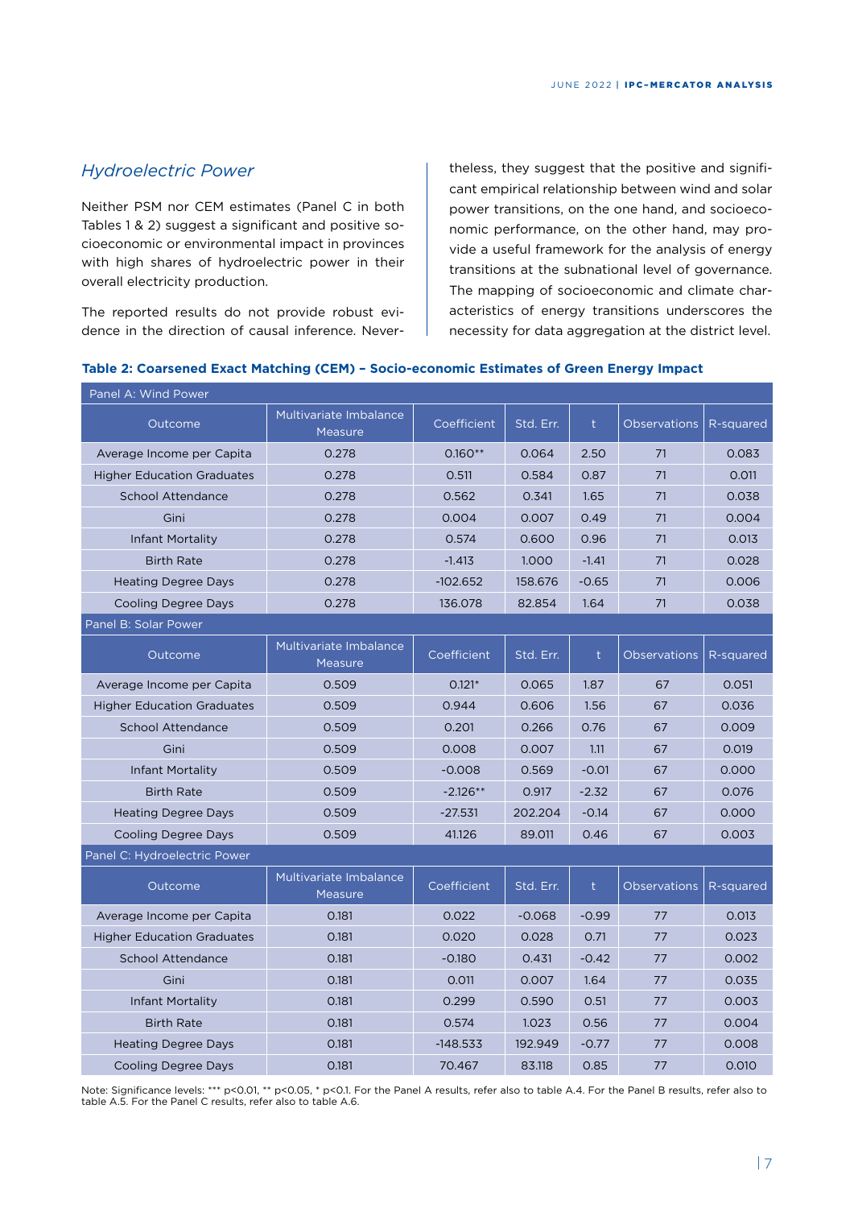### *Hydroelectric Power*

Neither PSM nor CEM estimates (Panel C in both Tables 1 & 2) suggest a significant and positive socioeconomic or environmental impact in provinces with high shares of hydroelectric power in their overall electricity production.

The reported results do not provide robust evidence in the direction of causal inference. Nevertheless, they suggest that the positive and significant empirical relationship between wind and solar power transitions, on the one hand, and socioeconomic performance, on the other hand, may provide a useful framework for the analysis of energy transitions at the subnational level of governance. The mapping of socioeconomic and climate characteristics of energy transitions underscores the necessity for data aggregation at the district level.

**Table 2: Coarsened Exact Matching (CEM) – Socio-economic Estimates of Green Energy Impact**

| Outcome | Multivariate Imbalance Measure | Coefficient | Std. Err. | t | Observations | R-squared |
|---|---|---|---|---|---|---|
| **Panel A: Wind Power** | | | | | | |
| Average Income per Capita | 0.278 | 0.160** | 0.064 | 2.50 | 71 | 0.083 |
| Higher Education Graduates | 0.278 | 0.511 | 0.584 | 0.87 | 71 | 0.011 |
| School Attendance | 0.278 | 0.562 | 0.341 | 1.65 | 71 | 0.038 |
| Gini | 0.278 | 0.004 | 0.007 | 0.49 | 71 | 0.004 |
| Infant Mortality | 0.278 | 0.574 | 0.600 | 0.96 | 71 | 0.013 |
| Birth Rate | 0.278 | -1.413 | 1.000 | -1.41 | 71 | 0.028 |
| Heating Degree Days | 0.278 | -102.652 | 158.676 | -0.65 | 71 | 0.006 |
| Cooling Degree Days | 0.278 | 136.078 | 82.854 | 1.64 | 71 | 0.038 |
| **Panel B: Solar Power** | | | | | | |
| Average Income per Capita | 0.509 | 0.121* | 0.065 | 1.87 | 67 | 0.051 |
| Higher Education Graduates | 0.509 | 0.944 | 0.606 | 1.56 | 67 | 0.036 |
| School Attendance | 0.509 | 0.201 | 0.266 | 0.76 | 67 | 0.009 |
| Gini | 0.509 | 0.008 | 0.007 | 1.11 | 67 | 0.019 |
| Infant Mortality | 0.509 | -0.008 | 0.569 | -0.01 | 67 | 0.000 |
| Birth Rate | 0.509 | -2.126** | 0.917 | -2.32 | 67 | 0.076 |
| Heating Degree Days | 0.509 | -27.531 | 202.204 | -0.14 | 67 | 0.000 |
| Cooling Degree Days | 0.509 | 41.126 | 89.011 | 0.46 | 67 | 0.003 |
| **Panel C: Hydroelectric Power** | | | | | | |
| Average Income per Capita | 0.181 | 0.022 | -0.068 | -0.99 | 77 | 0.013 |
| Higher Education Graduates | 0.181 | 0.020 | 0.028 | 0.71 | 77 | 0.023 |
| School Attendance | 0.181 | -0.180 | 0.431 | -0.42 | 77 | 0.002 |
| Gini | 0.181 | 0.011 | 0.007 | 1.64 | 77 | 0.035 |
| Infant Mortality | 0.181 | 0.299 | 0.590 | 0.51 | 77 | 0.003 |
| Birth Rate | 0.181 | 0.574 | 1.023 | 0.56 | 77 | 0.004 |
| Heating Degree Days | 0.181 | -148.533 | 192.949 | -0.77 | 77 | 0.008 |
| Cooling Degree Days | 0.181 | 70.467 | 83.118 | 0.85 | 77 | 0.010 |

Note: Significance levels: *** p<0.01, ** p<0.05, * p<0.1. For the Panel A results, refer also to table A.4. For the Panel B results, refer also to table A.5. For the Panel C results, refer also to table A.6.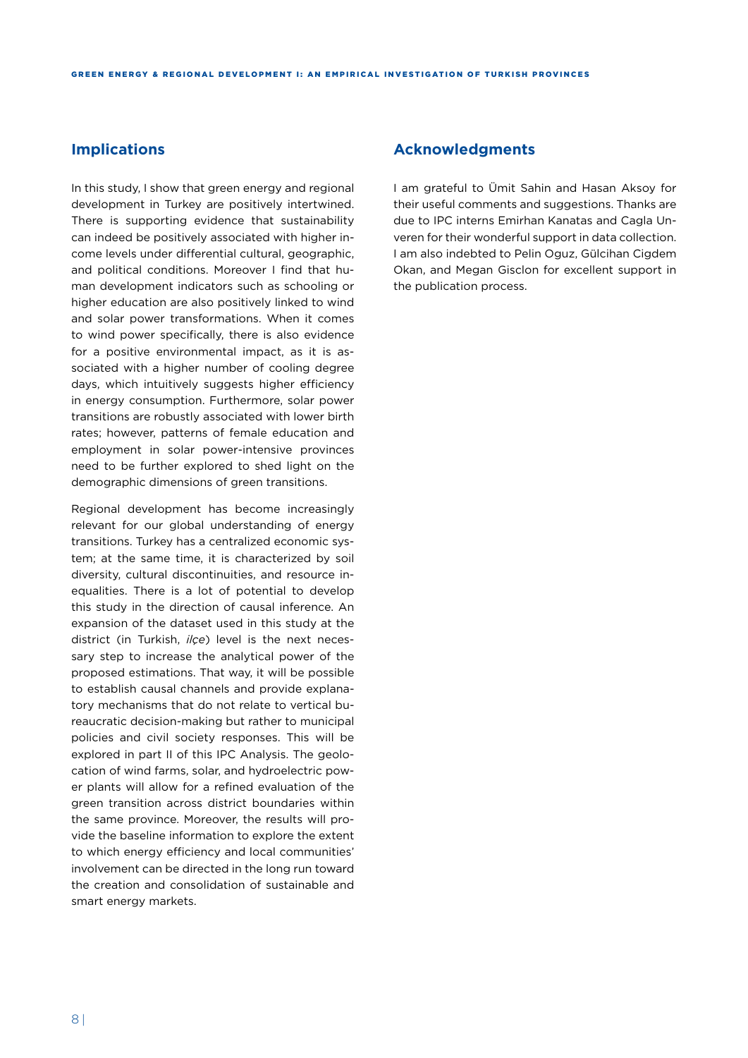## Implications

In this study, I show that green energy and regional development in Turkey are positively intertwined. There is supporting evidence that sustainability can indeed be positively associated with higher income levels under differential cultural, geographic, and political conditions. Moreover I find that human development indicators such as schooling or higher education are also positively linked to wind and solar power transformations. When it comes to wind power specifically, there is also evidence for a positive environmental impact, as it is associated with a higher number of cooling degree days, which intuitively suggests higher efficiency in energy consumption. Furthermore, solar power transitions are robustly associated with lower birth rates; however, patterns of female education and employment in solar power-intensive provinces need to be further explored to shed light on the demographic dimensions of green transitions.

Regional development has become increasingly relevant for our global understanding of energy transitions. Turkey has a centralized economic system; at the same time, it is characterized by soil diversity, cultural discontinuities, and resource inequalities. There is a lot of potential to develop this study in the direction of causal inference. An expansion of the dataset used in this study at the district (in Turkish, *ilçe*) level is the next necessary step to increase the analytical power of the proposed estimations. That way, it will be possible to establish causal channels and provide explanatory mechanisms that do not relate to vertical bureaucratic decision-making but rather to municipal policies and civil society responses. This will be explored in part II of this IPC Analysis. The geolocation of wind farms, solar, and hydroelectric power plants will allow for a refined evaluation of the green transition across district boundaries within the same province. Moreover, the results will provide the baseline information to explore the extent to which energy efficiency and local communities' involvement can be directed in the long run toward the creation and consolidation of sustainable and smart energy markets.

## Acknowledgments

I am grateful to Ümit Sahin and Hasan Aksoy for their useful comments and suggestions. Thanks are due to IPC interns Emirhan Kanatas and Cagla Unveren for their wonderful support in data collection. I am also indebted to Pelin Oguz, Gülcihan Cigdem Okan, and Megan Gisclon for excellent support in the publication process.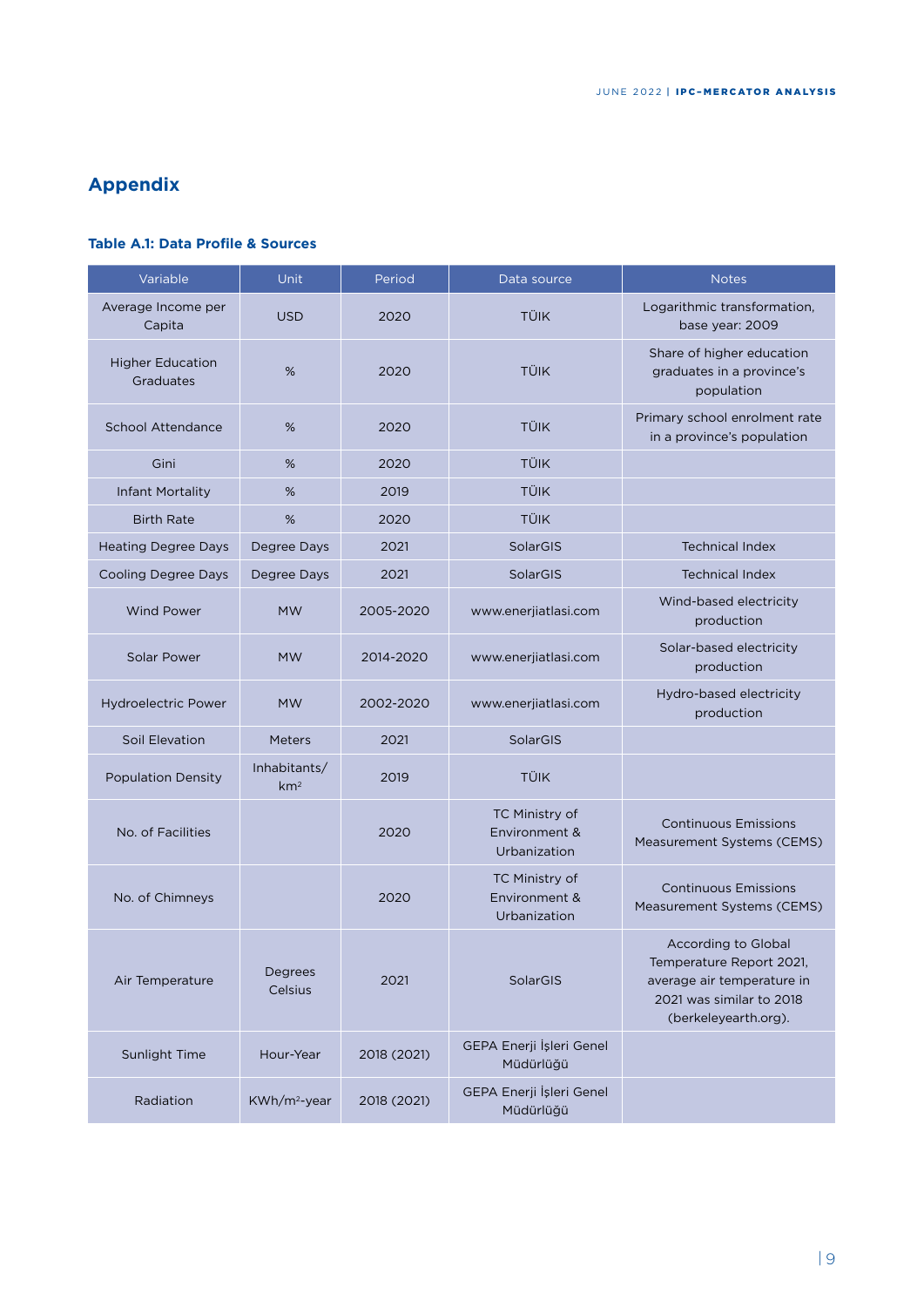## Appendix

### Table A.1: Data Profile & Sources

| Variable | Unit | Period | Data source | Notes |
|---|---|---|---|---|
| Average Income per Capita | USD | 2020 | TÜİK | Logarithmic transformation, base year: 2009 |
| Higher Education Graduates | % | 2020 | TÜİK | Share of higher education graduates in a province's population |
| School Attendance | % | 2020 | TÜİK | Primary school enrolment rate in a province's population |
| Gini | % | 2020 | TÜİK | |
| Infant Mortality | % | 2019 | TÜİK | |
| Birth Rate | % | 2020 | TÜİK | |
| Heating Degree Days | Degree Days | 2021 | SolarGIS | Technical Index |
| Cooling Degree Days | Degree Days | 2021 | SolarGIS | Technical Index |
| Wind Power | MW | 2005-2020 | www.enerjiatlasi.com | Wind-based electricity production |
| Solar Power | MW | 2014-2020 | www.enerjiatlasi.com | Solar-based electricity production |
| Hydroelectric Power | MW | 2002-2020 | www.enerjiatlasi.com | Hydro-based electricity production |
| Soil Elevation | Meters | 2021 | SolarGIS | |
| Population Density | Inhabitants/ $km^2$ | 2019 | TÜİK | |
| No. of Facilities | | 2020 | TC Ministry of Environment & Urbanization | Continuous Emissions Measurement Systems (CEMS) |
| No. of Chimneys | | 2020 | TC Ministry of Environment & Urbanization | Continuous Emissions Measurement Systems (CEMS) |
| Air Temperature | Degrees Celsius | 2021 | SolarGIS | According to Global Temperature Report 2021, average air temperature in 2021 was similar to 2018 (berkeleyearth.org). |
| Sunlight Time | Hour-Year | 2018 (2021) | GEPA Enerji İşleri Genel Müdürlüğü | |
| Radiation | $KWh/m^2$-year | 2018 (2021) | GEPA Enerji İşleri Genel Müdürlüğü | |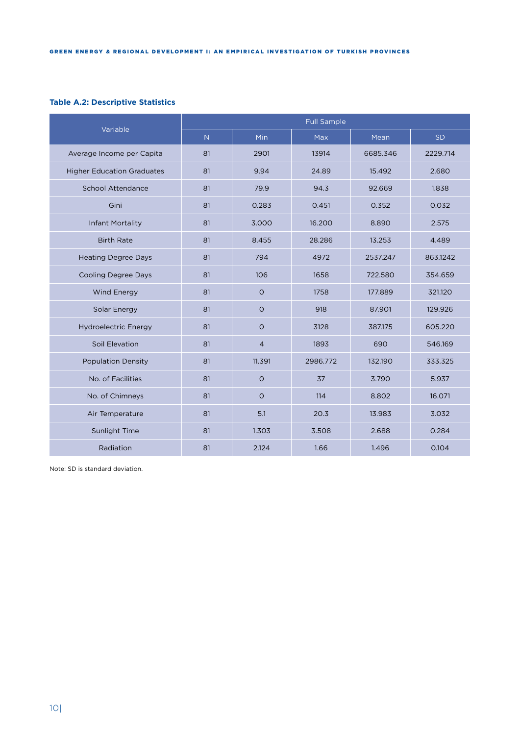**Table A.2: Descriptive Statistics**

| Variable | Full Sample | | | | |
|---|---|---|---|---|---|
| | N | Min | Max | Mean | SD |
| Average Income per Capita | 81 | 2901 | 13914 | 6685.346 | 2229.714 |
| Higher Education Graduates | 81 | 9.94 | 24.89 | 15.492 | 2.680 |
| School Attendance | 81 | 79.9 | 94.3 | 92.669 | 1.838 |
| Gini | 81 | 0.283 | 0.451 | 0.352 | 0.032 |
| Infant Mortality | 81 | 3.000 | 16.200 | 8.890 | 2.575 |
| Birth Rate | 81 | 8.455 | 28.286 | 13.253 | 4.489 |
| Heating Degree Days | 81 | 794 | 4972 | 2537.247 | 863.1242 |
| Cooling Degree Days | 81 | 106 | 1658 | 722.580 | 354.659 |
| Wind Energy | 81 | 0 | 1758 | 177.889 | 321.120 |
| Solar Energy | 81 | 0 | 918 | 87.901 | 129.926 |
| Hydroelectric Energy | 81 | 0 | 3128 | 387.175 | 605.220 |
| Soil Elevation | 81 | 4 | 1893 | 690 | 546.169 |
| Population Density | 81 | 11.391 | 2986.772 | 132.190 | 333.325 |
| No. of Facilities | 81 | 0 | 37 | 3.790 | 5.937 |
| No. of Chimneys | 81 | 0 | 114 | 8.802 | 16.071 |
| Air Temperature | 81 | 5.1 | 20.3 | 13.983 | 3.032 |
| Sunlight Time | 81 | 1.303 | 3.508 | 2.688 | 0.284 |
| Radiation | 81 | 2.124 | 1.66 | 1.496 | 0.104 |

Note: SD is standard deviation.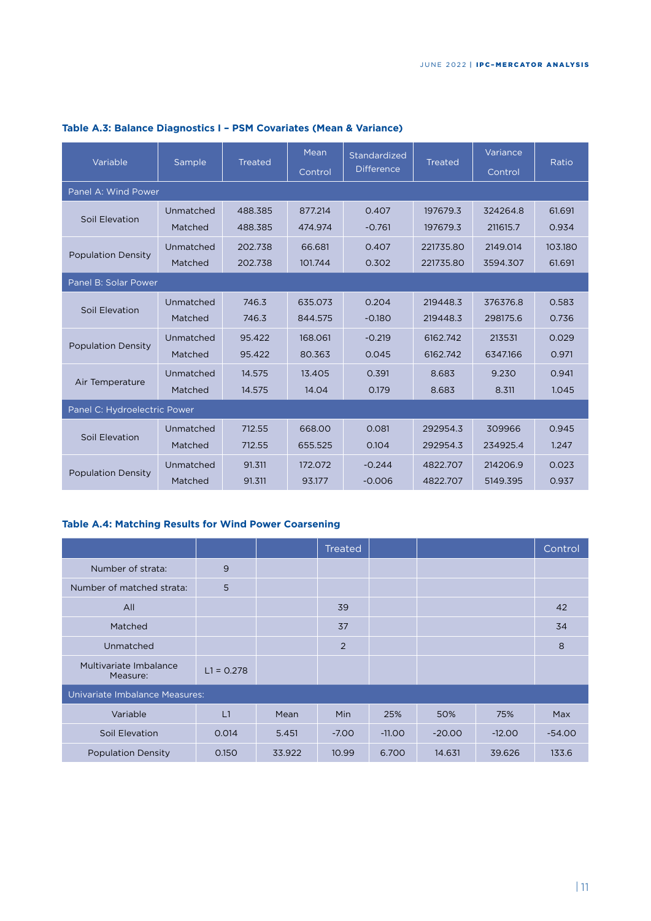### Table A.3: Balance Diagnostics I – PSM Covariates (Mean & Variance)

| Variable | Sample | Mean | | Standardized Difference | Variance | | Ratio |
|---|---|---|---|---|---|---|---|
| | | Treated | Control | | Treated | Control | |
| **Panel A: Wind Power** | | | | | | | |
| Soil Elevation | Unmatched | 488.385 | 877.214 | 0.407 | 197679.3 | 324264.8 | 61.691 |
| | Matched | 488.385 | 474.974 | -0.761 | 197679.3 | 211615.7 | 0.934 |
| Population Density | Unmatched | 202.738 | 66.681 | 0.407 | 221735.80 | 2149.014 | 103.180 |
| | Matched | 202.738 | 101.744 | 0.302 | 221735.80 | 3594.307 | 61.691 |
| **Panel B: Solar Power** | | | | | | | |
| Soil Elevation | Unmatched | 746.3 | 635.073 | 0.204 | 219448.3 | 376376.8 | 0.583 |
| | Matched | 746.3 | 844.575 | -0.180 | 219448.3 | 298175.6 | 0.736 |
| Population Density | Unmatched | 95.422 | 168.061 | -0.219 | 6162.742 | 213531 | 0.029 |
| | Matched | 95.422 | 80.363 | 0.045 | 6162.742 | 6347.166 | 0.971 |
| Air Temperature | Unmatched | 14.575 | 13.405 | 0.391 | 8.683 | 9.230 | 0.941 |
| | Matched | 14.575 | 14.04 | 0.179 | 8.683 | 8.311 | 1.045 |
| **Panel C: Hydroelectric Power** | | | | | | | |
| Soil Elevation | Unmatched | 712.55 | 668.00 | 0.081 | 292954.3 | 309966 | 0.945 |
| | Matched | 712.55 | 655.525 | 0.104 | 292954.3 | 234925.4 | 1.247 |
| Population Density | Unmatched | 91.311 | 172.072 | -0.244 | 4822.707 | 214206.9 | 0.023 |
| | Matched | 91.311 | 93.177 | -0.006 | 4822.707 | 5149.395 | 0.937 |

### Table A.4: Matching Results for Wind Power Coarsening

| | | | Treated | | | | Control |
|---|---|---|---|---|---|---|---|
| Number of strata: | 9 | | | | | | |
| Number of matched strata: | 5 | | | | | | |
| All | | | 39 | | | | 42 |
| Matched | | | 37 | | | | 34 |
| Unmatched | | | 2 | | | | 8 |
| Multivariate Imbalance Measure: | L1 = 0.278 | | | | | | |
| **Univariate Imbalance Measures:** | | | | | | | |
| Variable | L1 | Mean | Min | 25% | 50% | 75% | Max |
| Soil Elevation | 0.014 | 5.451 | -7.00 | -11.00 | -20.00 | -12.00 | -54.00 |
| Population Density | 0.150 | 33.922 | 10.99 | 6.700 | 14.631 | 39.626 | 133.6 |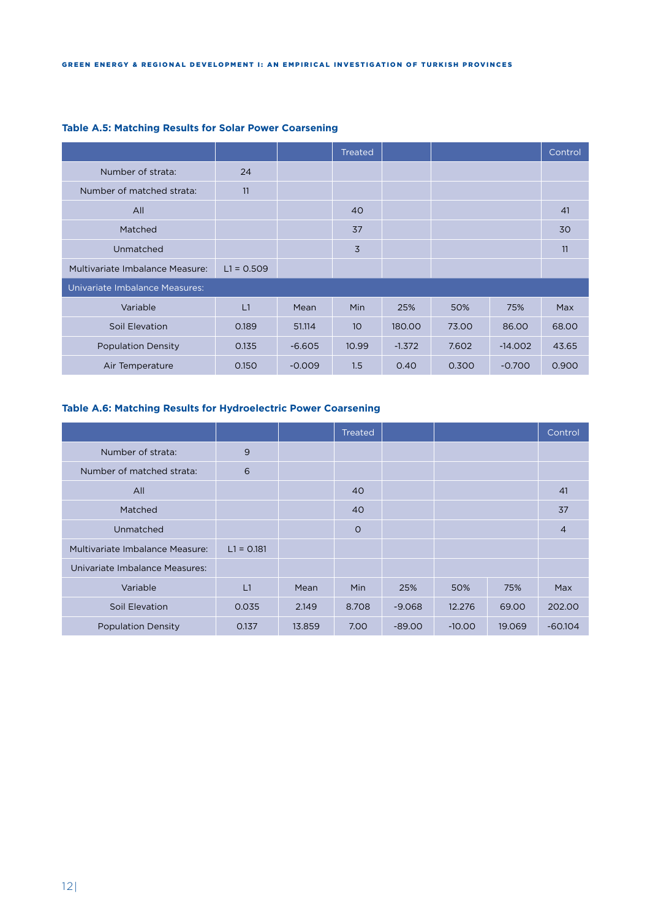**Table A.5: Matching Results for Solar Power Coarsening**

| | | | Treated | | | | Control |
|---|---|---|---|---|---|---|---|
| Number of strata: | 24 | | | | | | |
| Number of matched strata: | 11 | | | | | | |
| All | | | 40 | | | | 41 |
| Matched | | | 37 | | | | 30 |
| Unmatched | | | 3 | | | | 11 |
| Multivariate Imbalance Measure: | L1 = 0.509 | | | | | | |
| Univariate Imbalance Measures: | | | | | | | |
| Variable | L1 | Mean | Min | 25% | 50% | 75% | Max |
| Soil Elevation | 0.189 | 51.114 | 10 | 180.00 | 73.00 | 86.00 | 68.00 |
| Population Density | 0.135 | -6.605 | 10.99 | -1.372 | 7.602 | -14.002 | 43.65 |
| Air Temperature | 0.150 | -0.009 | 1.5 | 0.40 | 0.300 | -0.700 | 0.900 |

**Table A.6: Matching Results for Hydroelectric Power Coarsening**

| | | | Treated | | | | Control |
|---|---|---|---|---|---|---|---|
| Number of strata: | 9 | | | | | | |
| Number of matched strata: | 6 | | | | | | |
| All | | | 40 | | | | 41 |
| Matched | | | 40 | | | | 37 |
| Unmatched | | | 0 | | | | 4 |
| Multivariate Imbalance Measure: | L1 = 0.181 | | | | | | |
| Univariate Imbalance Measures: | | | | | | | |
| Variable | L1 | Mean | Min | 25% | 50% | 75% | Max |
| Soil Elevation | 0.035 | 2.149 | 8.708 | -9.068 | 12.276 | 69.00 | 202.00 |
| Population Density | 0.137 | 13.859 | 7.00 | -89.00 | -10.00 | 19.069 | -60.104 |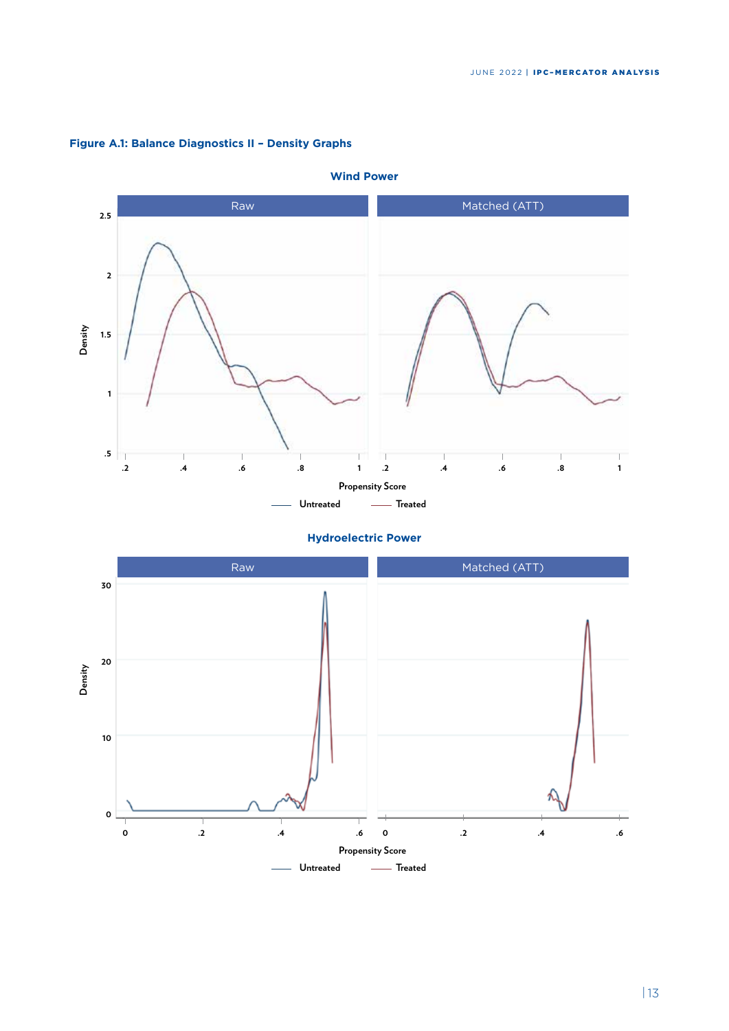**Figure A.1: Balance Diagnostics II – Density Graphs**

**Wind Power**

Raw | Matched (ATT)

Density

2.5
2
1.5
1
.5

.2 .4 .6 .8 1 .2 .4 .6 .8 1

Propensity Score

Untreated Treated

**Hydroelectric Power**

Raw | Matched (ATT)

Density

30
20
10
0

0 .2 .4 .6 0 .2 .4 .6

Propensity Score

Untreated Treated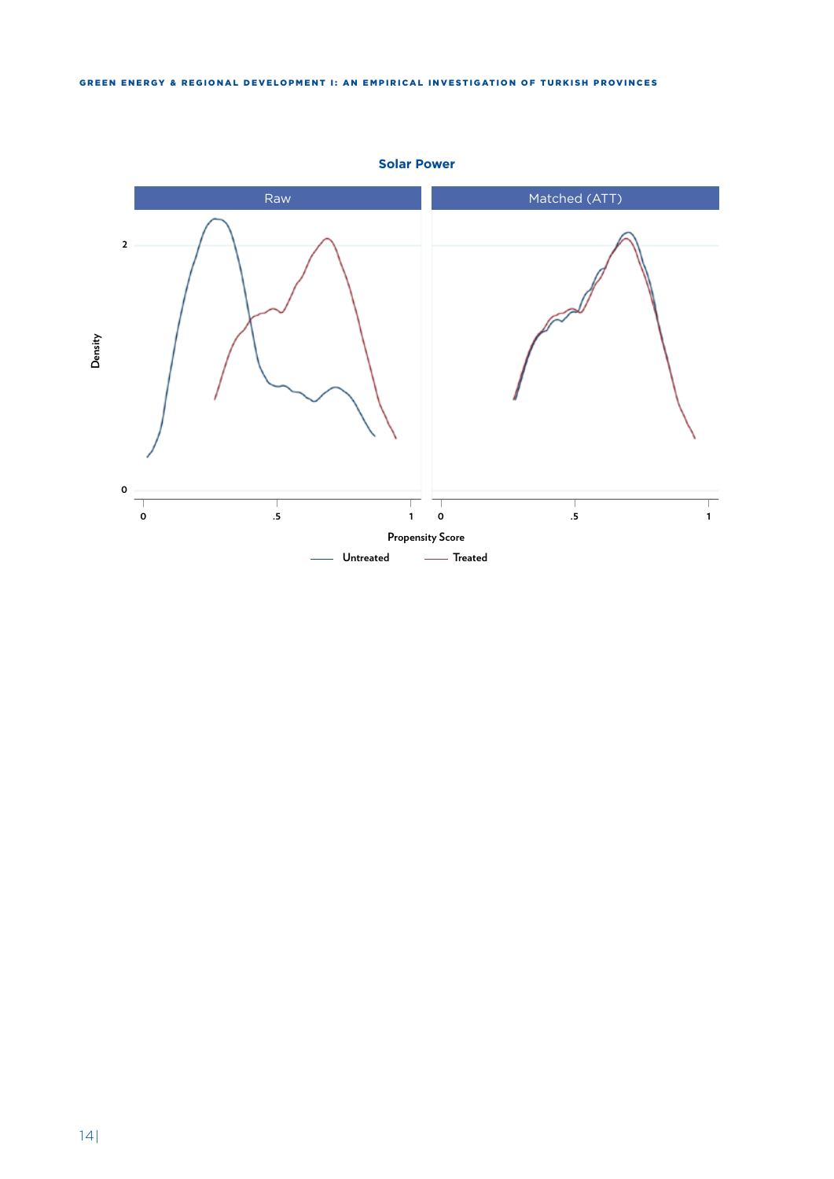**Solar Power**

Raw | Matched (ATT)

Density

Propensity Score

Untreated — Treated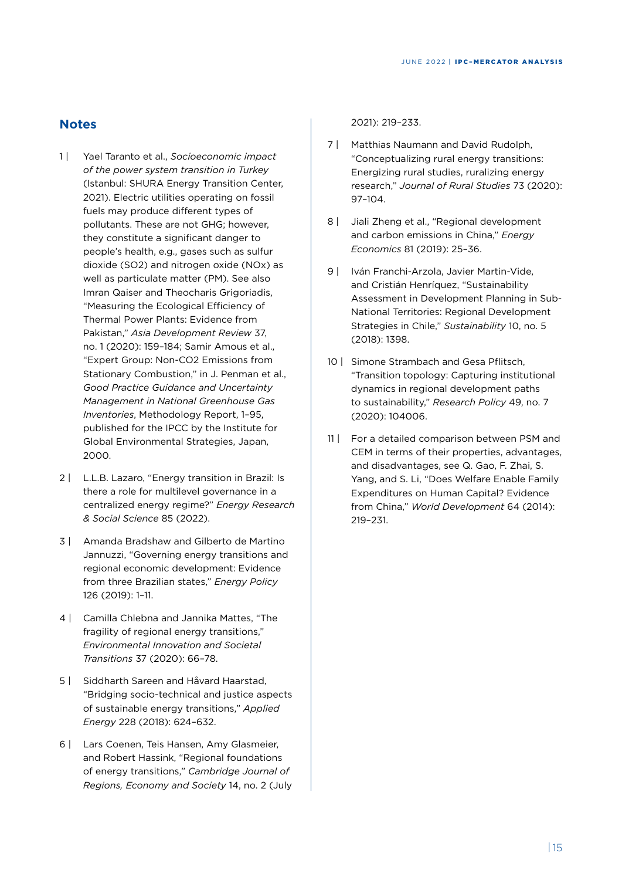## Notes

1 | Yael Taranto et al., *Socioeconomic impact of the power system transition in Turkey* (Istanbul: SHURA Energy Transition Center, 2021). Electric utilities operating on fossil fuels may produce different types of pollutants. These are not GHG; however, they constitute a significant danger to people's health, e.g., gases such as sulfur dioxide (SO2) and nitrogen oxide (NOx) as well as particulate matter (PM). See also Imran Qaiser and Theocharis Grigoriadis, "Measuring the Ecological Efficiency of Thermal Power Plants: Evidence from Pakistan," *Asia Development Review* 37, no. 1 (2020): 159–184; Samir Amous et al., "Expert Group: Non-CO2 Emissions from Stationary Combustion," in J. Penman et al., *Good Practice Guidance and Uncertainty Management in National Greenhouse Gas Inventories*, Methodology Report, 1–95, published for the IPCC by the Institute for Global Environmental Strategies, Japan, 2000.

2 | L.L.B. Lazaro, "Energy transition in Brazil: Is there a role for multilevel governance in a centralized energy regime?" *Energy Research & Social Science* 85 (2022).

3 | Amanda Bradshaw and Gilberto de Martino Jannuzzi, "Governing energy transitions and regional economic development: Evidence from three Brazilian states," *Energy Policy* 126 (2019): 1–11.

4 | Camilla Chlebna and Jannika Mattes, "The fragility of regional energy transitions," *Environmental Innovation and Societal Transitions* 37 (2020): 66–78.

5 | Siddharth Sareen and Håvard Haarstad, "Bridging socio-technical and justice aspects of sustainable energy transitions," *Applied Energy* 228 (2018): 624–632.

6 | Lars Coenen, Teis Hansen, Amy Glasmeier, and Robert Hassink, "Regional foundations of energy transitions," *Cambridge Journal of Regions, Economy and Society* 14, no. 2 (July 2021): 219–233.

7 | Matthias Naumann and David Rudolph, "Conceptualizing rural energy transitions: Energizing rural studies, ruralizing energy research," *Journal of Rural Studies* 73 (2020): 97–104.

8 | Jiali Zheng et al., "Regional development and carbon emissions in China," *Energy Economics* 81 (2019): 25–36.

9 | Iván Franchi-Arzola, Javier Martin-Vide, and Cristián Henríquez, "Sustainability Assessment in Development Planning in Sub-National Territories: Regional Development Strategies in Chile," *Sustainability* 10, no. 5 (2018): 1398.

10 | Simone Strambach and Gesa Pflitsch, "Transition topology: Capturing institutional dynamics in regional development paths to sustainability," *Research Policy* 49, no. 7 (2020): 104006.

11 | For a detailed comparison between PSM and CEM in terms of their properties, advantages, and disadvantages, see Q. Gao, F. Zhai, S. Yang, and S. Li, "Does Welfare Enable Family Expenditures on Human Capital? Evidence from China," *World Development* 64 (2014): 219–231.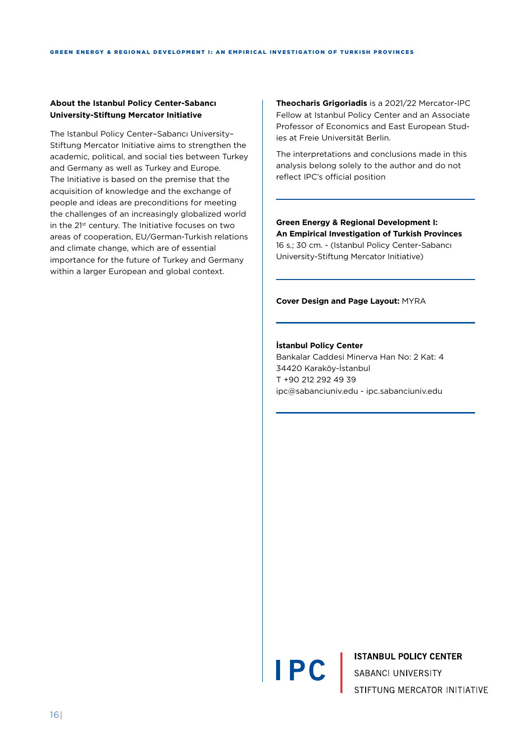**About the Istanbul Policy Center-Sabancı University-Stiftung Mercator Initiative**

The Istanbul Policy Center–Sabancı University–Stiftung Mercator Initiative aims to strengthen the academic, political, and social ties between Turkey and Germany as well as Turkey and Europe. The Initiative is based on the premise that the acquisition of knowledge and the exchange of people and ideas are preconditions for meeting the challenges of an increasingly globalized world in the 21st century. The Initiative focuses on two areas of cooperation, EU/German-Turkish relations and climate change, which are of essential importance for the future of Turkey and Germany within a larger European and global context.

**Theocharis Grigoriadis** is a 2021/22 Mercator-IPC Fellow at Istanbul Policy Center and an Associate Professor of Economics and East European Studies at Freie Universität Berlin.

The interpretations and conclusions made in this analysis belong solely to the author and do not reflect IPC's official position

**Green Energy & Regional Development I: An Empirical Investigation of Turkish Provinces**
16 s.; 30 cm. - (Istanbul Policy Center-Sabancı University-Stiftung Mercator Initiative)

**Cover Design and Page Layout:** MYRA

**İstanbul Policy Center**
Bankalar Caddesi Minerva Han No: 2 Kat: 4
34420 Karaköy-İstanbul
T +90 212 292 49 39
ipc@sabanciuniv.edu - ipc.sabanciuniv.edu

IPC | ISTANBUL POLICY CENTER
SABANCI UNIVERSITY
STIFTUNG MERCATOR INITIATIVE